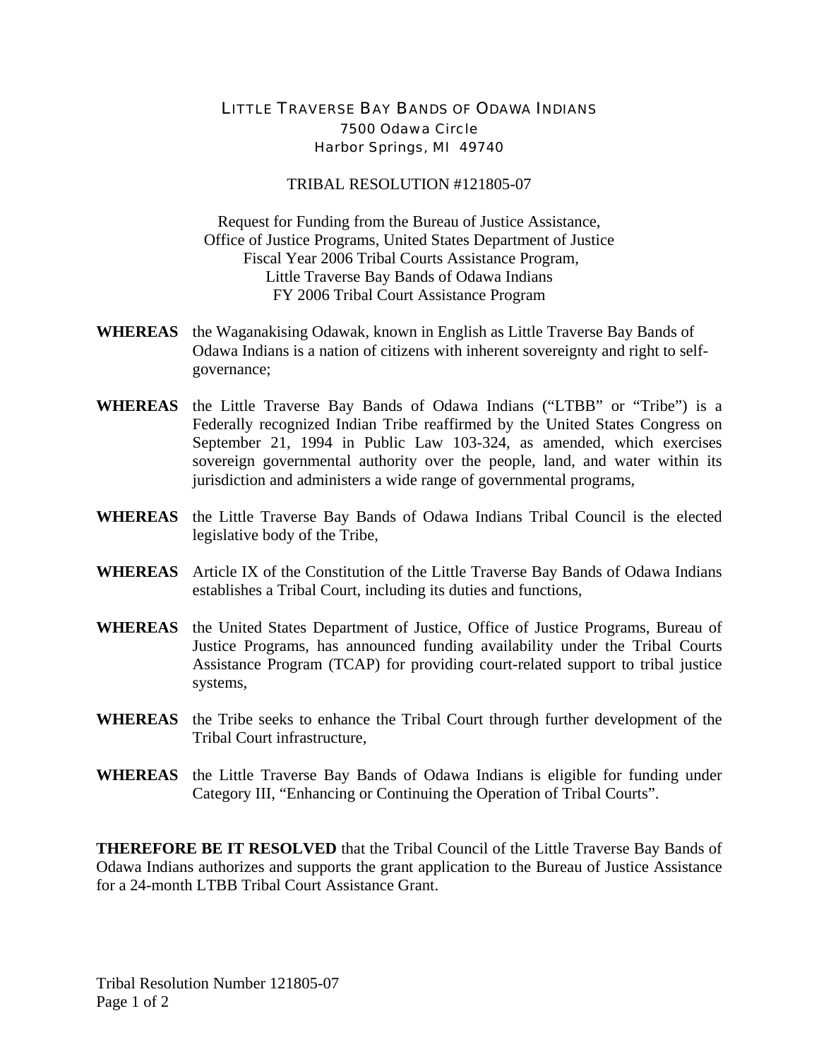# LITTLE TRAVERSE BAY BANDS OF ODAWA INDIANS

7500 Odawa Circle
Harbor Springs, MI 49740

## TRIBAL RESOLUTION #121805-07

Request for Funding from the Bureau of Justice Assistance,
Office of Justice Programs, United States Department of Justice
Fiscal Year 2006 Tribal Courts Assistance Program,
Little Traverse Bay Bands of Odawa Indians
FY 2006 Tribal Court Assistance Program

**WHEREAS** the Waganakising Odawak, known in English as Little Traverse Bay Bands of Odawa Indians is a nation of citizens with inherent sovereignty and right to self-governance;

**WHEREAS** the Little Traverse Bay Bands of Odawa Indians ("LTBB" or "Tribe") is a Federally recognized Indian Tribe reaffirmed by the United States Congress on September 21, 1994 in Public Law 103-324, as amended, which exercises sovereign governmental authority over the people, land, and water within its jurisdiction and administers a wide range of governmental programs,

**WHEREAS** the Little Traverse Bay Bands of Odawa Indians Tribal Council is the elected legislative body of the Tribe,

**WHEREAS** Article IX of the Constitution of the Little Traverse Bay Bands of Odawa Indians establishes a Tribal Court, including its duties and functions,

**WHEREAS** the United States Department of Justice, Office of Justice Programs, Bureau of Justice Programs, has announced funding availability under the Tribal Courts Assistance Program (TCAP) for providing court-related support to tribal justice systems,

**WHEREAS** the Tribe seeks to enhance the Tribal Court through further development of the Tribal Court infrastructure,

**WHEREAS** the Little Traverse Bay Bands of Odawa Indians is eligible for funding under Category III, "Enhancing or Continuing the Operation of Tribal Courts".

**THEREFORE BE IT RESOLVED** that the Tribal Council of the Little Traverse Bay Bands of Odawa Indians authorizes and supports the grant application to the Bureau of Justice Assistance for a 24-month LTBB Tribal Court Assistance Grant.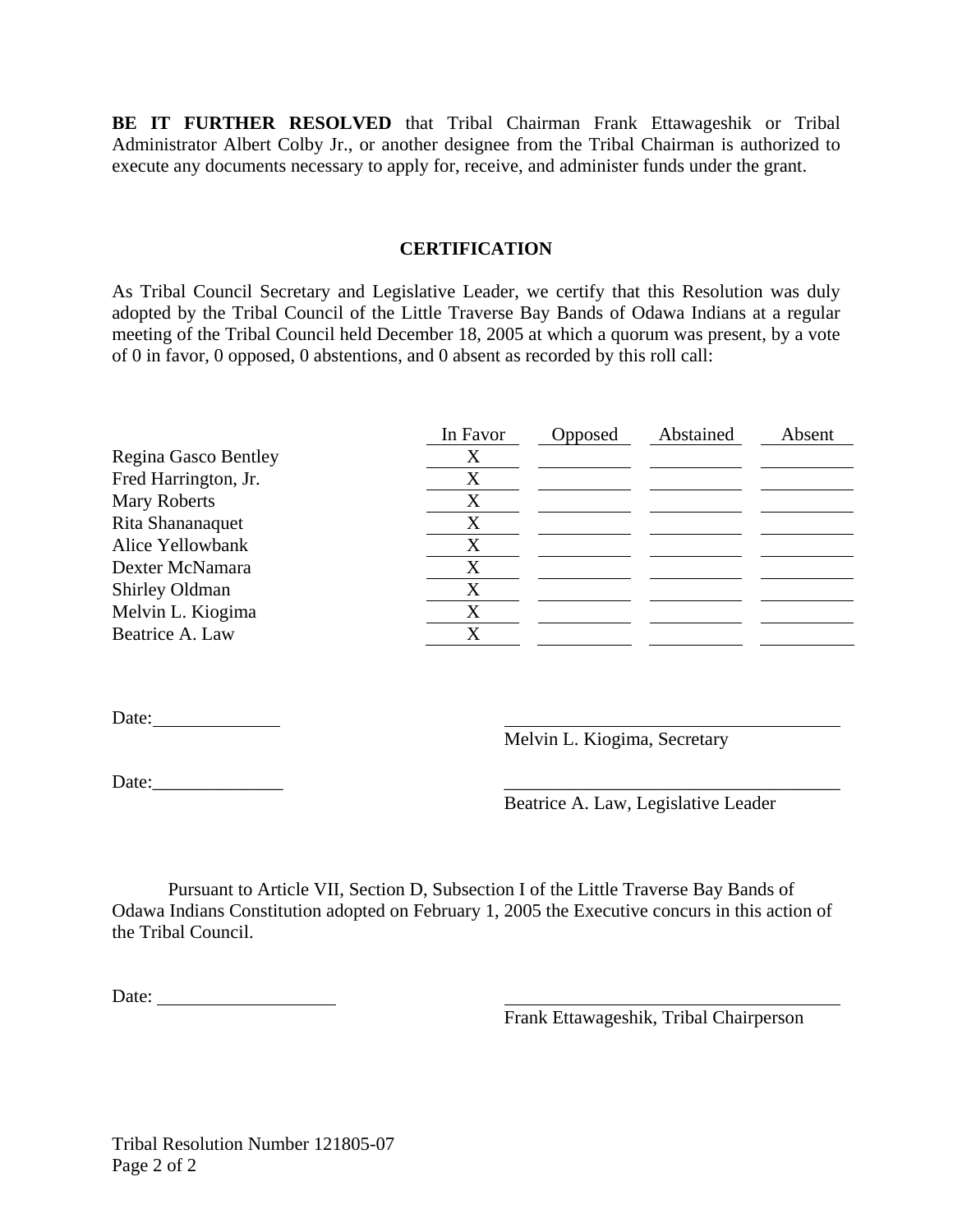**BE IT FURTHER RESOLVED** that Tribal Chairman Frank Ettawageshik or Tribal Administrator Albert Colby Jr., or another designee from the Tribal Chairman is authorized to execute any documents necessary to apply for, receive, and administer funds under the grant.

## CERTIFICATION

As Tribal Council Secretary and Legislative Leader, we certify that this Resolution was duly adopted by the Tribal Council of the Little Traverse Bay Bands of Odawa Indians at a regular meeting of the Tribal Council held December 18, 2005 at which a quorum was present, by a vote of 0 in favor, 0 opposed, 0 abstentions, and 0 absent as recorded by this roll call:

| | In Favor | Opposed | Abstained | Absent |
|---|---|---|---|---|
| Regina Gasco Bentley | X | | | |
| Fred Harrington, Jr. | X | | | |
| Mary Roberts | X | | | |
| Rita Shananaquet | X | | | |
| Alice Yellowbank | X | | | |
| Dexter McNamara | X | | | |
| Shirley Oldman | X | | | |
| Melvin L. Kiogima | X | | | |
| Beatrice A. Law | X | | | |

Date:______________ \_\_\_\_\_\_\_\_\_\_\_\_\_\_\_\_\_\_\_\_\_\_\_\_\_\_\_\_\_\_\_\_\_\_\_\_
Melvin L. Kiogima, Secretary

Date:______________ \_\_\_\_\_\_\_\_\_\_\_\_\_\_\_\_\_\_\_\_\_\_\_\_\_\_\_\_\_\_\_\_\_\_\_\_
Beatrice A. Law, Legislative Leader

Pursuant to Article VII, Section D, Subsection I of the Little Traverse Bay Bands of Odawa Indians Constitution adopted on February 1, 2005 the Executive concurs in this action of the Tribal Council.

Date: ___________________ \_\_\_\_\_\_\_\_\_\_\_\_\_\_\_\_\_\_\_\_\_\_\_\_\_\_\_\_\_\_\_\_\_\_\_\_
Frank Ettawageshik, Tribal Chairperson

Tribal Resolution Number 121805-07